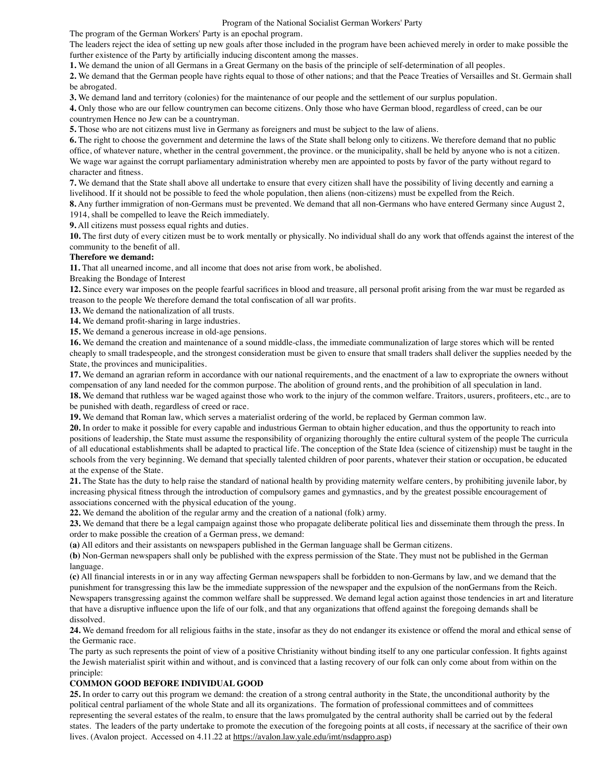# Program of the National Socialist German Workers' Party

The program of the German Workers' Party is an epochal program.

The leaders reject the idea of setting up new goals after those included in the program have been achieved merely in order to make possible the further existence of the Party by artificially inducing discontent among the masses.

**1.** We demand the union of all Germans in a Great Germany on the basis of the principle of self-determination of all peoples.

**2.** We demand that the German people have rights equal to those of other nations; and that the Peace Treaties of Versailles and St. Germain shall be abrogated.

**3.** We demand land and territory (colonies) for the maintenance of our people and the settlement of our surplus population.

**4.** Only those who are our fellow countrymen can become citizens. Only those who have German blood, regardless of creed, can be our countrymen Hence no Jew can be a countryman.

**5.** Those who are not citizens must live in Germany as foreigners and must be subject to the law of aliens.

**6.** The right to choose the government and determine the laws of the State shall belong only to citizens. We therefore demand that no public office, of whatever nature, whether in the central government, the province. or the municipality, shall be held by anyone who is not a citizen. We wage war against the corrupt parliamentary administration whereby men are appointed to posts by favor of the party without regard to character and fitness.

**7.** We demand that the State shall above all undertake to ensure that every citizen shall have the possibility of living decently and earning a livelihood. If it should not be possible to feed the whole population, then aliens (non-citizens) must be expelled from the Reich.

**8.** Any further immigration of non-Germans must be prevented. We demand that all non-Germans who have entered Germany since August 2, 1914, shall be compelled to leave the Reich immediately.

**9.** All citizens must possess equal rights and duties.

**10.** The first duty of every citizen must be to work mentally or physically. No individual shall do any work that offends against the interest of the community to the benefit of all.

**Therefore we demand:**

**11.** That all unearned income, and all income that does not arise from work, be abolished.

Breaking the Bondage of Interest

**12.** Since every war imposes on the people fearful sacrifices in blood and treasure, all personal profit arising from the war must be regarded as treason to the people We therefore demand the total confiscation of all war profits.

**13.** We demand the nationalization of all trusts.

**14.** We demand profit-sharing in large industries.

**15.** We demand a generous increase in old-age pensions.

**16.** We demand the creation and maintenance of a sound middle-class, the immediate communalization of large stores which will be rented cheaply to small tradespeople, and the strongest consideration must be given to ensure that small traders shall deliver the supplies needed by the State, the provinces and municipalities.

**17.** We demand an agrarian reform in accordance with our national requirements, and the enactment of a law to expropriate the owners without compensation of any land needed for the common purpose. The abolition of ground rents, and the prohibition of all speculation in land.

**18.** We demand that ruthless war be waged against those who work to the injury of the common welfare. Traitors, usurers, profiteers, etc., are to be punished with death, regardless of creed or race.

**19.** We demand that Roman law, which serves a materialist ordering of the world, be replaced by German common law.

**20.** In order to make it possible for every capable and industrious German to obtain higher education, and thus the opportunity to reach into positions of leadership, the State must assume the responsibility of organizing thoroughly the entire cultural system of the people The curricula of all educational establishments shall be adapted to practical life. The conception of the State Idea (science of citizenship) must be taught in the schools from the very beginning. We demand that specially talented children of poor parents, whatever their station or occupation, be educated at the expense of the State.

**21.** The State has the duty to help raise the standard of national health by providing maternity welfare centers, by prohibiting juvenile labor, by increasing physical fitness through the introduction of compulsory games and gymnastics, and by the greatest possible encouragement of associations concerned with the physical education of the young.

**22.** We demand the abolition of the regular army and the creation of a national (folk) army.

**23.** We demand that there be a legal campaign against those who propagate deliberate political lies and disseminate them through the press. In order to make possible the creation of a German press, we demand:

**(a)** All editors and their assistants on newspapers published in the German language shall be German citizens.

**(b)** Non-German newspapers shall only be published with the express permission of the State. They must not be published in the German language.

**(c)** All financial interests in or in any way affecting German newspapers shall be forbidden to non-Germans by law, and we demand that the punishment for transgressing this law be the immediate suppression of the newspaper and the expulsion of the nonGermans from the Reich. Newspapers transgressing against the common welfare shall be suppressed. We demand legal action against those tendencies in art and literature that have a disruptive influence upon the life of our folk, and that any organizations that offend against the foregoing demands shall be dissolved.

**24.** We demand freedom for all religious faiths in the state, insofar as they do not endanger its existence or offend the moral and ethical sense of the Germanic race.

The party as such represents the point of view of a positive Christianity without binding itself to any one particular confession. It fights against the Jewish materialist spirit within and without, and is convinced that a lasting recovery of our folk can only come about from within on the principle:

**COMMON GOOD BEFORE INDIVIDUAL GOOD**

**25.** In order to carry out this program we demand: the creation of a strong central authority in the State, the unconditional authority by the political central parliament of the whole State and all its organizations. The formation of professional committees and of committees representing the several estates of the realm, to ensure that the laws promulgated by the central authority shall be carried out by the federal states. The leaders of the party undertake to promote the execution of the foregoing points at all costs, if necessary at the sacrifice of their own lives. (Avalon project. Accessed on 4.11.22 at https://avalon.law.yale.edu/imt/nsdappro.asp)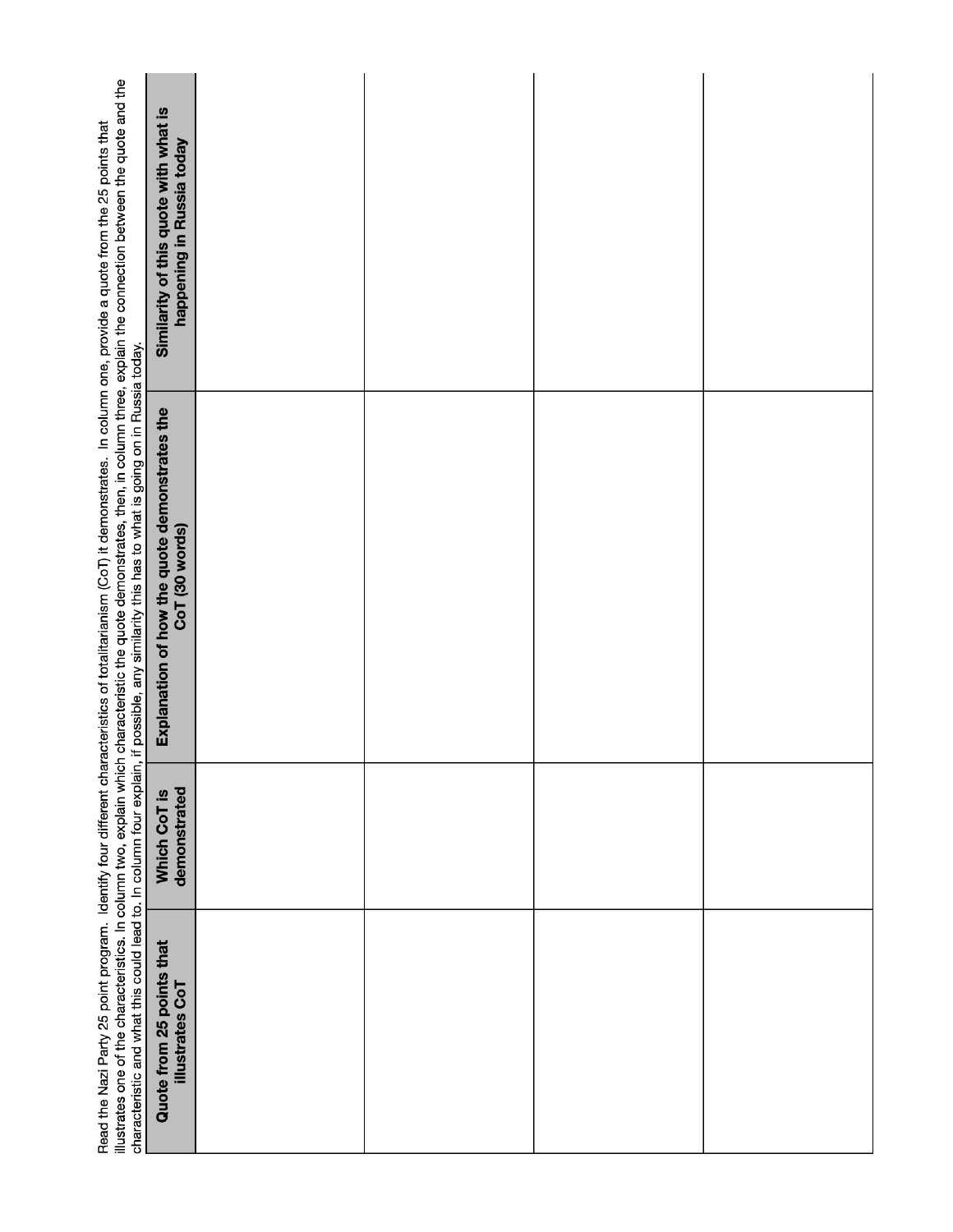Read the Nazi Party 25 point program. Identify four different characteristics of totalitarianism (CoT) it demonstrates. In column one, provide a quote from the 25 points that illustrates one of the characteristics. In column two, explain which characteristic the quote demonstrates, then, in column three, explain the connection between the quote and the characteristic and what this could lead to. In column four explain, if possible, any similarity this has to what is going on in Russia today.

| Quote from 25 points that illustrates CoT | Which CoT is demonstrated | Explanation of how the quote demonstrates the CoT (30 words) | Similarity of this quote with what is happening in Russia today |
|---|---|---|---|
| | | | |
| | | | |
| | | | |
| | | | |